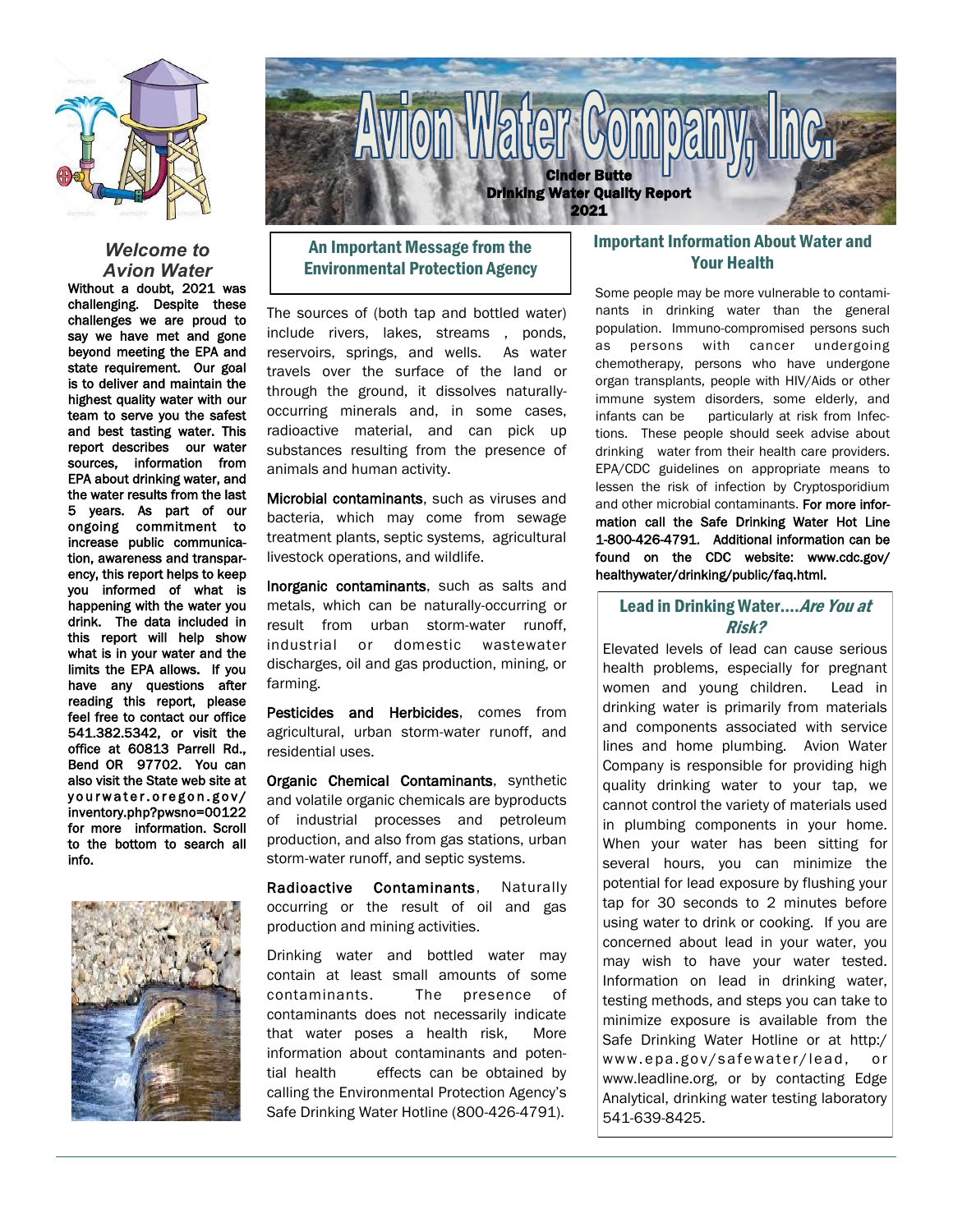# Avion Water Company, Inc.

**Cinder Butte**
**Drinking Water Quality Report**
**2021**

## *Welcome to Avion Water*

**Without a doubt, 2021 was challenging. Despite these challenges we are proud to say we have met and gone beyond meeting the EPA and state requirement. Our goal is to deliver and maintain the highest quality water with our team to serve you the safest and best tasting water. This report describes our water sources, information from EPA about drinking water, and the water results from the last 5 years. As part of our ongoing commitment to increase public communication, awareness and transparency, this report helps to keep you informed of what is happening with the water you drink. The data included in this report will help show what is in your water and the limits the EPA allows. If you have any questions after reading this report, please feel free to contact our office 541.382.5342, or visit the office at 60813 Parrell Rd., Bend OR 97702. You can also visit the State web site at yourwater.oregon.gov/inventory.php?pwsno=00122 for more information. Scroll to the bottom to search all info.**

## An Important Message from the Environmental Protection Agency

The sources of (both tap and bottled water) include rivers, lakes, streams , ponds, reservoirs, springs, and wells. As water travels over the surface of the land or through the ground, it dissolves naturally-occurring minerals and, in some cases, radioactive material, and can pick up substances resulting from the presence of animals and human activity.

**Microbial contaminants**, such as viruses and bacteria, which may come from sewage treatment plants, septic systems, agricultural livestock operations, and wildlife.

**Inorganic contaminants**, such as salts and metals, which can be naturally-occurring or result from urban storm-water runoff, industrial or domestic wastewater discharges, oil and gas production, mining, or farming.

**Pesticides and Herbicides**, comes from agricultural, urban storm-water runoff, and residential uses.

**Organic Chemical Contaminants**, synthetic and volatile organic chemicals are byproducts of industrial processes and petroleum production, and also from gas stations, urban storm-water runoff, and septic systems.

**Radioactive Contaminants**, Naturally occurring or the result of oil and gas production and mining activities.

Drinking water and bottled water may contain at least small amounts of some contaminants. The presence of contaminants does not necessarily indicate that water poses a health risk, More information about contaminants and potential health effects can be obtained by calling the Environmental Protection Agency's Safe Drinking Water Hotline (800-426-4791).

## Important Information About Water and Your Health

Some people may be more vulnerable to contaminants in drinking water than the general population. Immuno-compromised persons such as persons with cancer undergoing chemotherapy, persons who have undergone organ transplants, people with HIV/Aids or other immune system disorders, some elderly, and infants can be particularly at risk from Infections. These people should seek advise about drinking water from their health care providers. EPA/CDC guidelines on appropriate means to lessen the risk of infection by Cryptosporidium and other microbial contaminants. **For more information call the Safe Drinking Water Hot Line 1-800-426-4791. Additional information can be found on the CDC website: www.cdc.gov/healthywater/drinking/public/faq.html.**

## Lead in Drinking Water....*Are You at Risk?*

Elevated levels of lead can cause serious health problems, especially for pregnant women and young children. Lead in drinking water is primarily from materials and components associated with service lines and home plumbing. Avion Water Company is responsible for providing high quality drinking water to your tap, we cannot control the variety of materials used in plumbing components in your home. When your water has been sitting for several hours, you can minimize the potential for lead exposure by flushing your tap for 30 seconds to 2 minutes before using water to drink or cooking. If you are concerned about lead in your water, you may wish to have your water tested. Information on lead in drinking water, testing methods, and steps you can take to minimize exposure is available from the Safe Drinking Water Hotline or at http:/www.epa.gov/safewater/lead, or www.leadline.org, or by contacting Edge Analytical, drinking water testing laboratory 541-639-8425.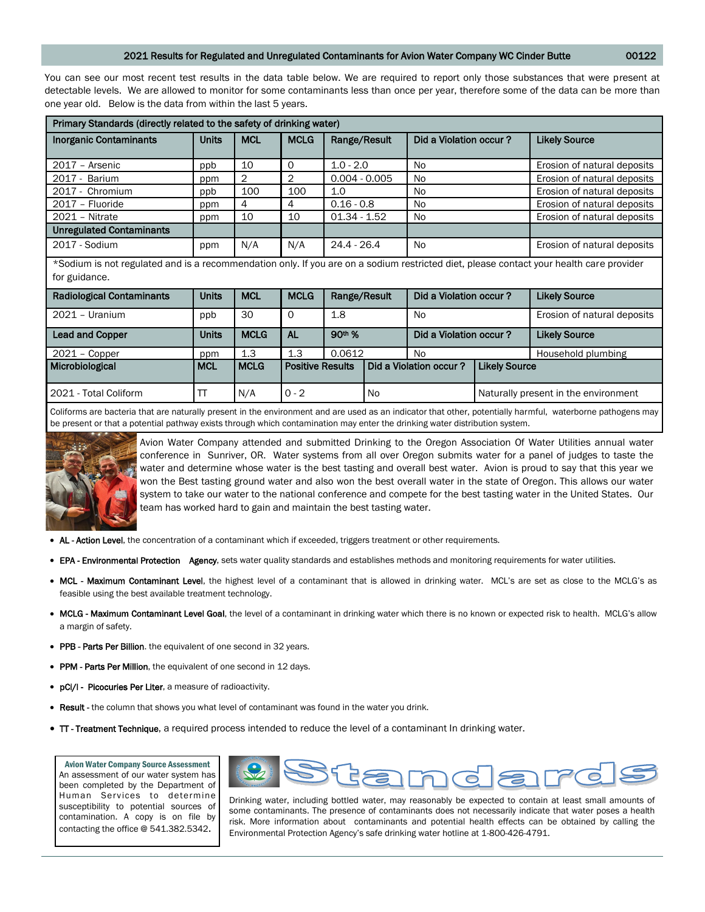## 2021 Results for Regulated and Unregulated Contaminants for Avion Water Company WC Cinder Butte 00122

You can see our most recent test results in the data table below. We are required to report only those substances that were present at detectable levels. We are allowed to monitor for some contaminants less than once per year, therefore some of the data can be more than one year old. Below is the data from within the last 5 years.

| Primary Standards (directly related to the safety of drinking water) | | | | | | |
|---|---|---|---|---|---|---|
| **Inorganic Contaminants** | **Units** | **MCL** | **MCLG** | **Range/Result** | **Did a Violation occur ?** | **Likely Source** |
| 2017 – Arsenic | ppb | 10 | 0 | 1.0 - 2.0 | No | Erosion of natural deposits |
| 2017 - Barium | ppm | 2 | 2 | 0.004 - 0.005 | No | Erosion of natural deposits |
| 2017 - Chromium | ppb | 100 | 100 | 1.0 | No | Erosion of natural deposits |
| 2017 – Fluoride | ppm | 4 | 4 | 0.16 - 0.8 | No | Erosion of natural deposits |
| 2021 – Nitrate | ppm | 10 | 10 | 01.34 - 1.52 | No | Erosion of natural deposits |
| **Unregulated Contaminants** | | | | | | |
| 2017 - Sodium | ppm | N/A | N/A | 24.4 - 26.4 | No | Erosion of natural deposits |

*Sodium is not regulated and is a recommendation only. If you are on a sodium restricted diet, please contact your health care provider for guidance.

| Radiological Contaminants | Units | MCL | MCLG | Range/Result | Did a Violation occur ? | Likely Source |
|---|---|---|---|---|---|---|
| 2021 – Uranium | ppb | 30 | 0 | 1.8 | No | Erosion of natural deposits |

| Lead and Copper | Units | MCLG | AL | 90th % | Did a Violation occur ? | Likely Source |
|---|---|---|---|---|---|---|
| 2021 – Copper | ppm | 1.3 | 1.3 | 0.0612 | No | Household plumbing |

| Microbiological | MCL | MCLG | Positive Results | Did a Violation occur ? | Likely Source |
|---|---|---|---|---|---|
| 2021 - Total Coliform | TT | N/A | 0 - 2 | No | Naturally present in the environment |

Coliforms are bacteria that are naturally present in the environment and are used as an indicator that other, potentially harmful, waterborne pathogens may be present or that a potential pathway exists through which contamination may enter the drinking water distribution system.

Avion Water Company attended and submitted Drinking to the Oregon Association Of Water Utilities annual water conference in Sunriver, OR. Water systems from all over Oregon submits water for a panel of judges to taste the water and determine whose water is the best tasting and overall best water. Avion is proud to say that this year we won the Best tasting ground water and also won the best overall water in the state of Oregon. This allows our water system to take our water to the national conference and compete for the best tasting water in the United States. Our team has worked hard to gain and maintain the best tasting water.

- **AL - Action Level**, the concentration of a contaminant which if exceeded, triggers treatment or other requirements.
- **EPA - Environmental Protection Agency**, sets water quality standards and establishes methods and monitoring requirements for water utilities.
- **MCL - Maximum Contaminant Level**, the highest level of a contaminant that is allowed in drinking water. MCL's are set as close to the MCLG's as feasible using the best available treatment technology.
- **MCLG - Maximum Contaminant Level Goal**, the level of a contaminant in drinking water which there is no known or expected risk to health. MCLG's allow a margin of safety.
- **PPB - Parts Per Billion**. the equivalent of one second in 32 years.
- **PPM - Parts Per Million**, the equivalent of one second in 12 days.
- **pCi/l - Picocuries Per Liter**, a measure of radioactivity.
- **Result** - the column that shows you what level of contaminant was found in the water you drink.
- **TT - Treatment Technique**, a required process intended to reduce the level of a contaminant In drinking water.

**Avion Water Company Source Assessment**
An assessment of our water system has been completed by the Department of Human Services to determine susceptibility to potential sources of contamination. A copy is on file by contacting the office @ 541.382.5342.

**Standards**

Drinking water, including bottled water, may reasonably be expected to contain at least small amounts of some contaminants. The presence of contaminants does not necessarily indicate that water poses a health risk. More information about contaminants and potential health effects can be obtained by calling the Environmental Protection Agency's safe drinking water hotline at 1-800-426-4791.